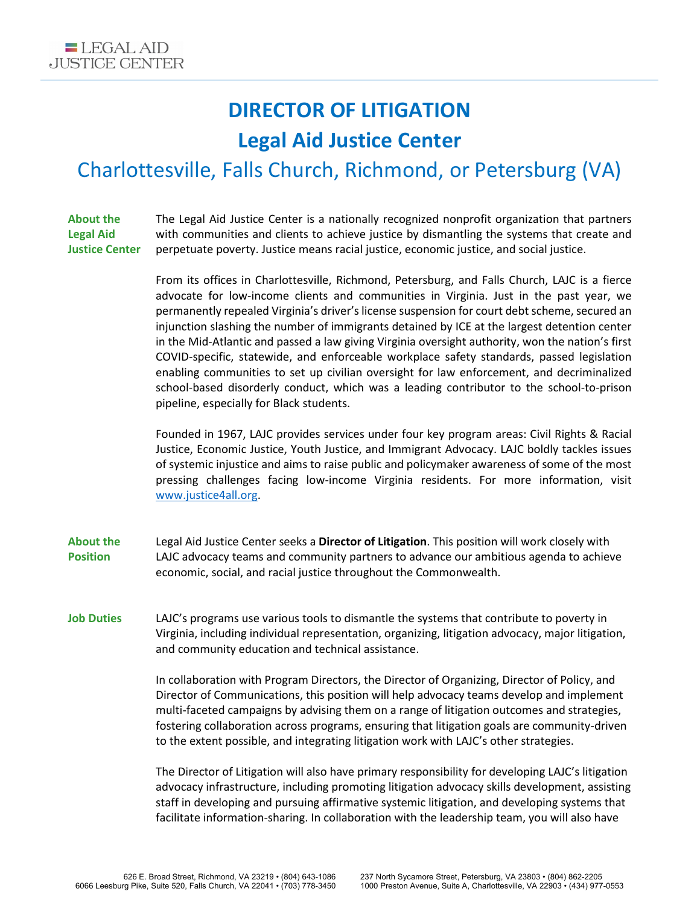# DIRECTOR OF LITIGATION

## Legal Aid Justice Center

### Charlottesville, Falls Church, Richmond, or Petersburg (VA)

**About the Legal Aid Justice Center**

The Legal Aid Justice Center is a nationally recognized nonprofit organization that partners with communities and clients to achieve justice by dismantling the systems that create and perpetuate poverty. Justice means racial justice, economic justice, and social justice.

From its offices in Charlottesville, Richmond, Petersburg, and Falls Church, LAJC is a fierce advocate for low-income clients and communities in Virginia. Just in the past year, we permanently repealed Virginia's driver's license suspension for court debt scheme, secured an injunction slashing the number of immigrants detained by ICE at the largest detention center in the Mid-Atlantic and passed a law giving Virginia oversight authority, won the nation's first COVID-specific, statewide, and enforceable workplace safety standards, passed legislation enabling communities to set up civilian oversight for law enforcement, and decriminalized school-based disorderly conduct, which was a leading contributor to the school-to-prison pipeline, especially for Black students.

Founded in 1967, LAJC provides services under four key program areas: Civil Rights & Racial Justice, Economic Justice, Youth Justice, and Immigrant Advocacy. LAJC boldly tackles issues of systemic injustice and aims to raise public and policymaker awareness of some of the most pressing challenges facing low-income Virginia residents. For more information, visit www.justice4all.org.

**About the Position**

Legal Aid Justice Center seeks a **Director of Litigation**. This position will work closely with LAJC advocacy teams and community partners to advance our ambitious agenda to achieve economic, social, and racial justice throughout the Commonwealth.

**Job Duties**

LAJC's programs use various tools to dismantle the systems that contribute to poverty in Virginia, including individual representation, organizing, litigation advocacy, major litigation, and community education and technical assistance.

In collaboration with Program Directors, the Director of Organizing, Director of Policy, and Director of Communications, this position will help advocacy teams develop and implement multi-faceted campaigns by advising them on a range of litigation outcomes and strategies, fostering collaboration across programs, ensuring that litigation goals are community-driven to the extent possible, and integrating litigation work with LAJC's other strategies.

The Director of Litigation will also have primary responsibility for developing LAJC's litigation advocacy infrastructure, including promoting litigation advocacy skills development, assisting staff in developing and pursuing affirmative systemic litigation, and developing systems that facilitate information-sharing. In collaboration with the leadership team, you will also have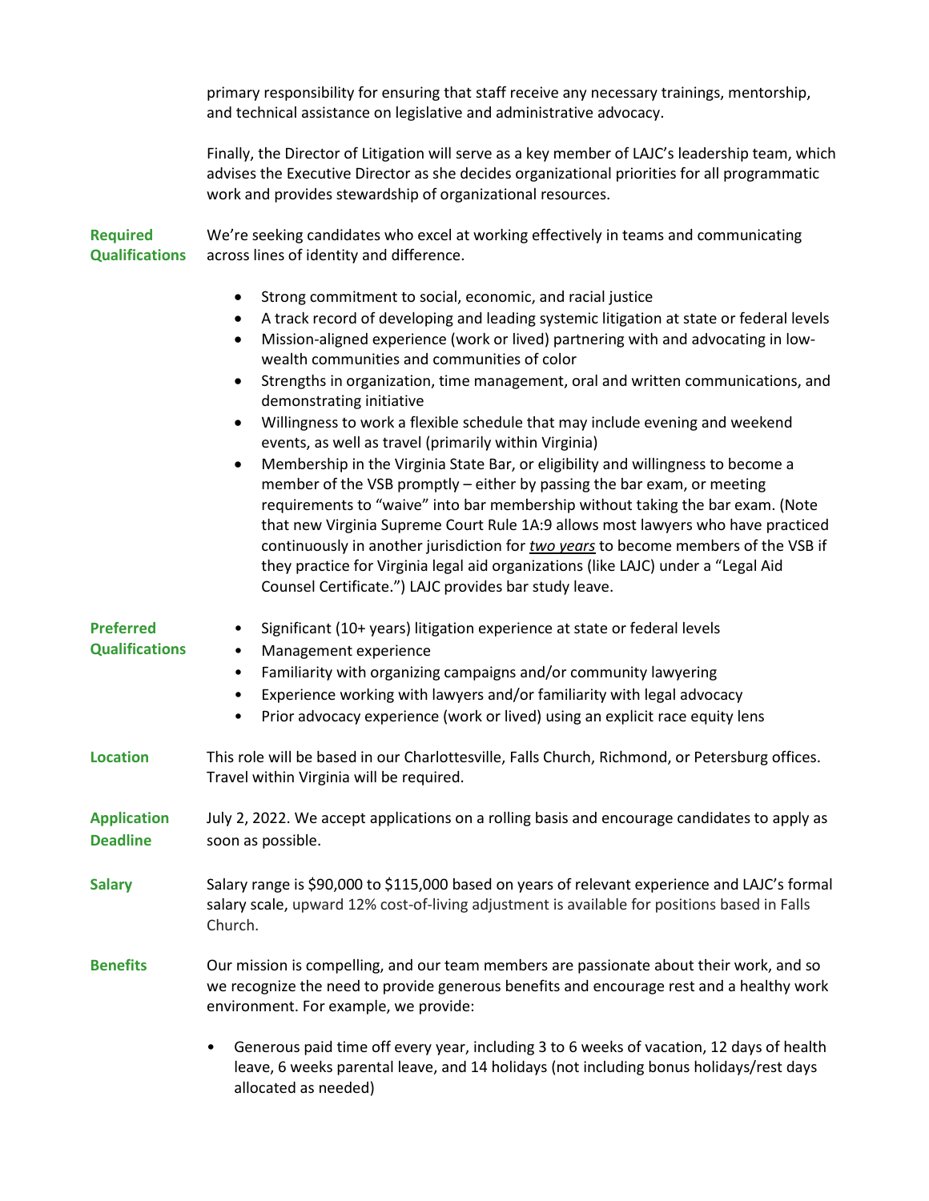primary responsibility for ensuring that staff receive any necessary trainings, mentorship, and technical assistance on legislative and administrative advocacy.

Finally, the Director of Litigation will serve as a key member of LAJC's leadership team, which advises the Executive Director as she decides organizational priorities for all programmatic work and provides stewardship of organizational resources.

**Required Qualifications**

We're seeking candidates who excel at working effectively in teams and communicating across lines of identity and difference.

- Strong commitment to social, economic, and racial justice
- A track record of developing and leading systemic litigation at state or federal levels
- Mission-aligned experience (work or lived) partnering with and advocating in low-wealth communities and communities of color
- Strengths in organization, time management, oral and written communications, and demonstrating initiative
- Willingness to work a flexible schedule that may include evening and weekend events, as well as travel (primarily within Virginia)
- Membership in the Virginia State Bar, or eligibility and willingness to become a member of the VSB promptly – either by passing the bar exam, or meeting requirements to "waive" into bar membership without taking the bar exam. (Note that new Virginia Supreme Court Rule 1A:9 allows most lawyers who have practiced continuously in another jurisdiction for ***two years*** to become members of the VSB if they practice for Virginia legal aid organizations (like LAJC) under a "Legal Aid Counsel Certificate.") LAJC provides bar study leave.

**Preferred Qualifications**

- Significant (10+ years) litigation experience at state or federal levels
- Management experience
- Familiarity with organizing campaigns and/or community lawyering
- Experience working with lawyers and/or familiarity with legal advocacy
- Prior advocacy experience (work or lived) using an explicit race equity lens

**Location**

This role will be based in our Charlottesville, Falls Church, Richmond, or Petersburg offices. Travel within Virginia will be required.

**Application Deadline**

July 2, 2022. We accept applications on a rolling basis and encourage candidates to apply as soon as possible.

**Salary**

Salary range is $90,000 to $115,000 based on years of relevant experience and LAJC's formal salary scale, upward 12% cost-of-living adjustment is available for positions based in Falls Church.

**Benefits**

Our mission is compelling, and our team members are passionate about their work, and so we recognize the need to provide generous benefits and encourage rest and a healthy work environment. For example, we provide:

- Generous paid time off every year, including 3 to 6 weeks of vacation, 12 days of health leave, 6 weeks parental leave, and 14 holidays (not including bonus holidays/rest days allocated as needed)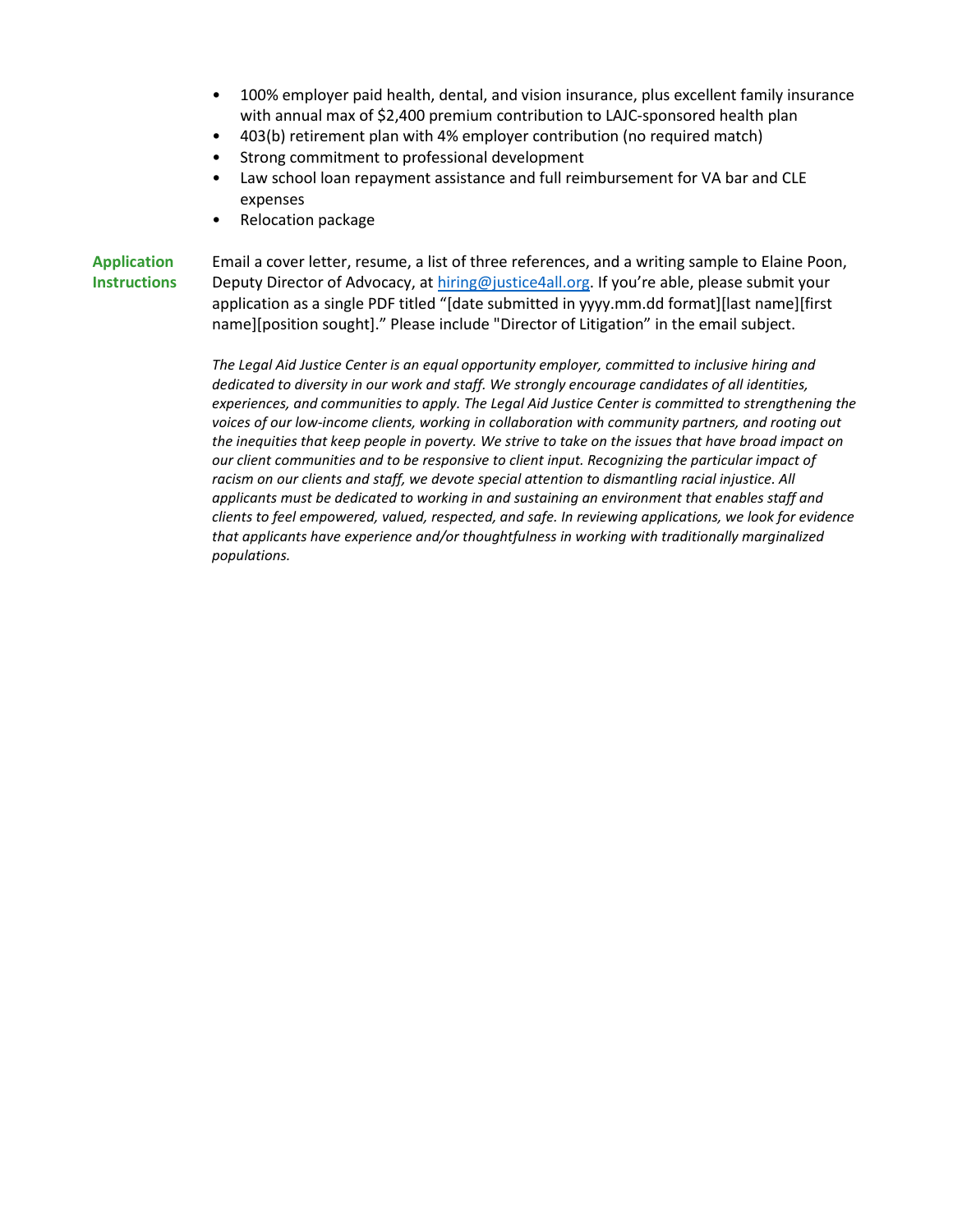- 100% employer paid health, dental, and vision insurance, plus excellent family insurance with annual max of $2,400 premium contribution to LAJC-sponsored health plan
- 403(b) retirement plan with 4% employer contribution (no required match)
- Strong commitment to professional development
- Law school loan repayment assistance and full reimbursement for VA bar and CLE expenses
- Relocation package

**Application Instructions**

Email a cover letter, resume, a list of three references, and a writing sample to Elaine Poon, Deputy Director of Advocacy, at [hiring@justice4all.org](mailto:hiring@justice4all.org). If you're able, please submit your application as a single PDF titled "[date submitted in yyyy.mm.dd format][last name][first name][position sought]." Please include "Director of Litigation" in the email subject.

*The Legal Aid Justice Center is an equal opportunity employer, committed to inclusive hiring and dedicated to diversity in our work and staff. We strongly encourage candidates of all identities, experiences, and communities to apply. The Legal Aid Justice Center is committed to strengthening the voices of our low-income clients, working in collaboration with community partners, and rooting out the inequities that keep people in poverty. We strive to take on the issues that have broad impact on our client communities and to be responsive to client input. Recognizing the particular impact of racism on our clients and staff, we devote special attention to dismantling racial injustice. All applicants must be dedicated to working in and sustaining an environment that enables staff and clients to feel empowered, valued, respected, and safe. In reviewing applications, we look for evidence that applicants have experience and/or thoughtfulness in working with traditionally marginalized populations.*